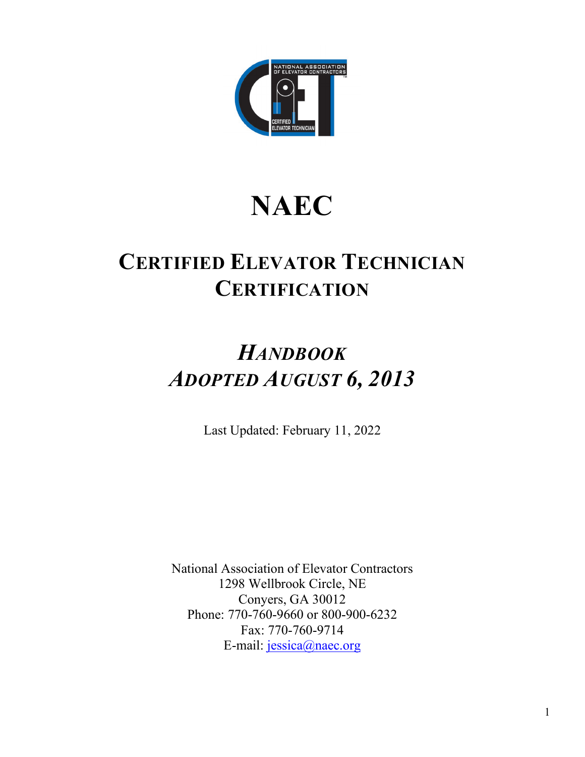# NAEC

## CERTIFIED ELEVATOR TECHNICIAN CERTIFICATION

## *HANDBOOK*
## *ADOPTED AUGUST 6, 2013*

Last Updated: February 11, 2022

National Association of Elevator Contractors
1298 Wellbrook Circle, NE
Conyers, GA 30012
Phone: 770-760-9660 or 800-900-6232
Fax: 770-760-9714
E-mail: jessica@naec.org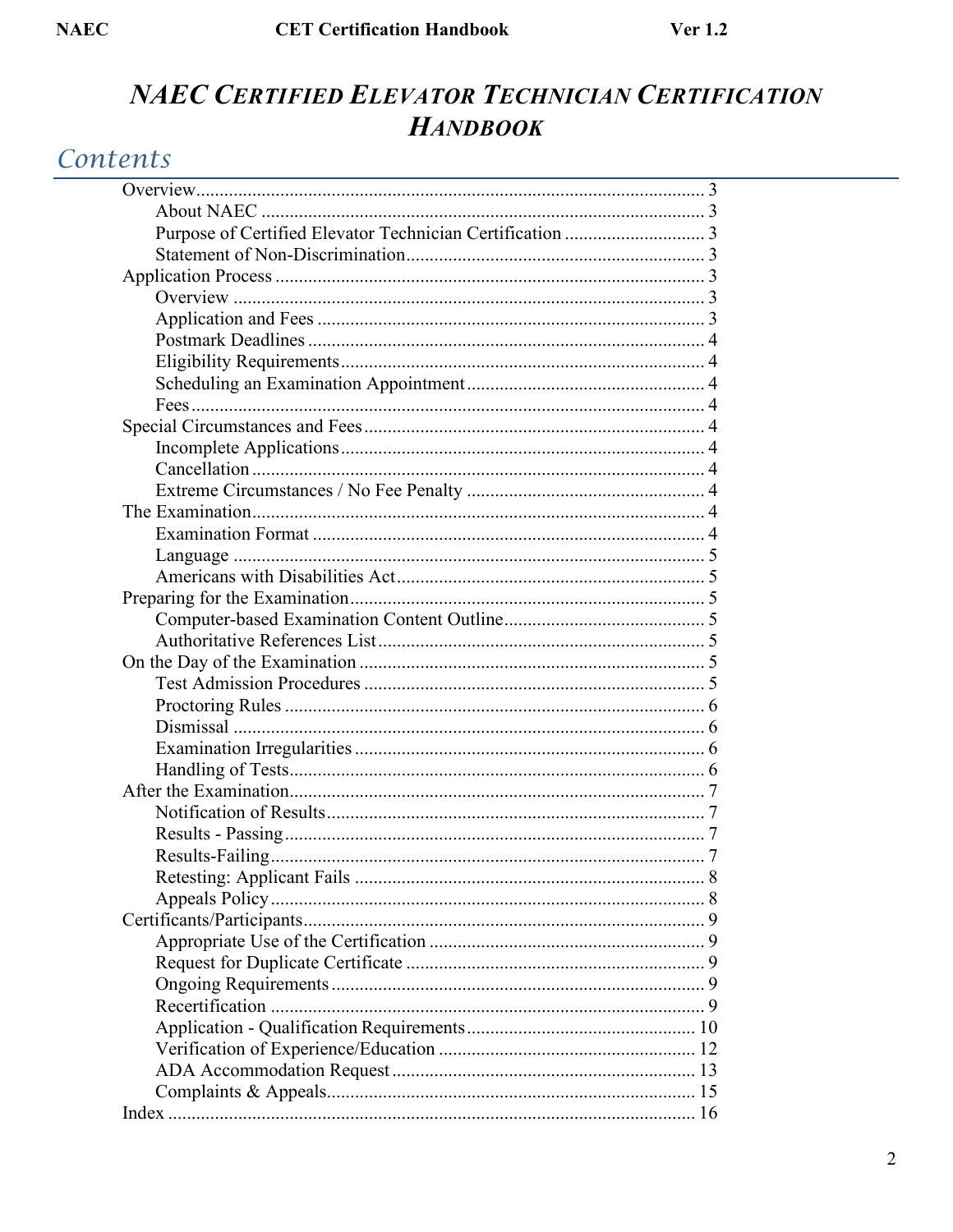# *NAEC CERTIFIED ELEVATOR TECHNICIAN CERTIFICATION HANDBOOK*

## Contents

- Overview ........ 3
  - About NAEC ........ 3
  - Purpose of Certified Elevator Technician Certification ........ 3
  - Statement of Non-Discrimination ........ 3
- Application Process ........ 3
  - Overview ........ 3
  - Application and Fees ........ 3
  - Postmark Deadlines ........ 4
  - Eligibility Requirements ........ 4
  - Scheduling an Examination Appointment ........ 4
  - Fees ........ 4
- Special Circumstances and Fees ........ 4
  - Incomplete Applications ........ 4
  - Cancellation ........ 4
  - Extreme Circumstances / No Fee Penalty ........ 4
- The Examination ........ 4
  - Examination Format ........ 4
  - Language ........ 5
  - Americans with Disabilities Act ........ 5
- Preparing for the Examination ........ 5
  - Computer-based Examination Content Outline ........ 5
  - Authoritative References List ........ 5
- On the Day of the Examination ........ 5
  - Test Admission Procedures ........ 5
  - Proctoring Rules ........ 6
  - Dismissal ........ 6
  - Examination Irregularities ........ 6
  - Handling of Tests ........ 6
- After the Examination ........ 7
  - Notification of Results ........ 7
  - Results - Passing ........ 7
  - Results-Failing ........ 7
  - Retesting: Applicant Fails ........ 8
  - Appeals Policy ........ 8
- Certificants/Participants ........ 9
  - Appropriate Use of the Certification ........ 9
  - Request for Duplicate Certificate ........ 9
  - Ongoing Requirements ........ 9
  - Recertification ........ 9
  - Application - Qualification Requirements ........ 10
  - Verification of Experience/Education ........ 12
  - ADA Accommodation Request ........ 13
  - Complaints & Appeals ........ 15
- Index ........ 16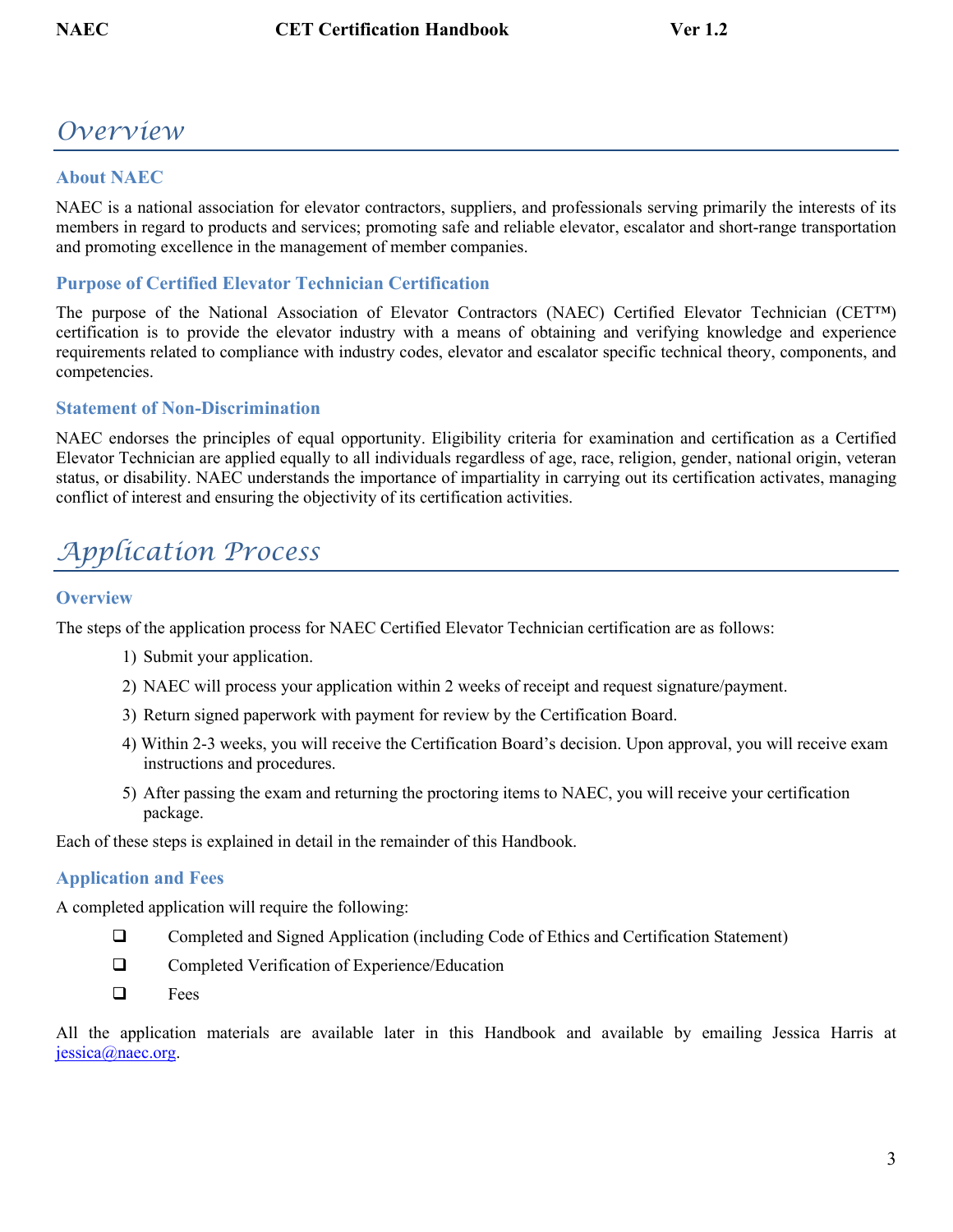# Overview

## About NAEC

NAEC is a national association for elevator contractors, suppliers, and professionals serving primarily the interests of its members in regard to products and services; promoting safe and reliable elevator, escalator and short-range transportation and promoting excellence in the management of member companies.

## Purpose of Certified Elevator Technician Certification

The purpose of the National Association of Elevator Contractors (NAEC) Certified Elevator Technician (CET™) certification is to provide the elevator industry with a means of obtaining and verifying knowledge and experience requirements related to compliance with industry codes, elevator and escalator specific technical theory, components, and competencies.

## Statement of Non-Discrimination

NAEC endorses the principles of equal opportunity. Eligibility criteria for examination and certification as a Certified Elevator Technician are applied equally to all individuals regardless of age, race, religion, gender, national origin, veteran status, or disability. NAEC understands the importance of impartiality in carrying out its certification activates, managing conflict of interest and ensuring the objectivity of its certification activities.

# Application Process

## Overview

The steps of the application process for NAEC Certified Elevator Technician certification are as follows:

1) Submit your application.
2) NAEC will process your application within 2 weeks of receipt and request signature/payment.
3) Return signed paperwork with payment for review by the Certification Board.
4) Within 2-3 weeks, you will receive the Certification Board's decision. Upon approval, you will receive exam instructions and procedures.
5) After passing the exam and returning the proctoring items to NAEC, you will receive your certification package.

Each of these steps is explained in detail in the remainder of this Handbook.

## Application and Fees

A completed application will require the following:

- ❑ Completed and Signed Application (including Code of Ethics and Certification Statement)
- ❑ Completed Verification of Experience/Education
- ❑ Fees

All the application materials are available later in this Handbook and available by emailing Jessica Harris at jessica@naec.org.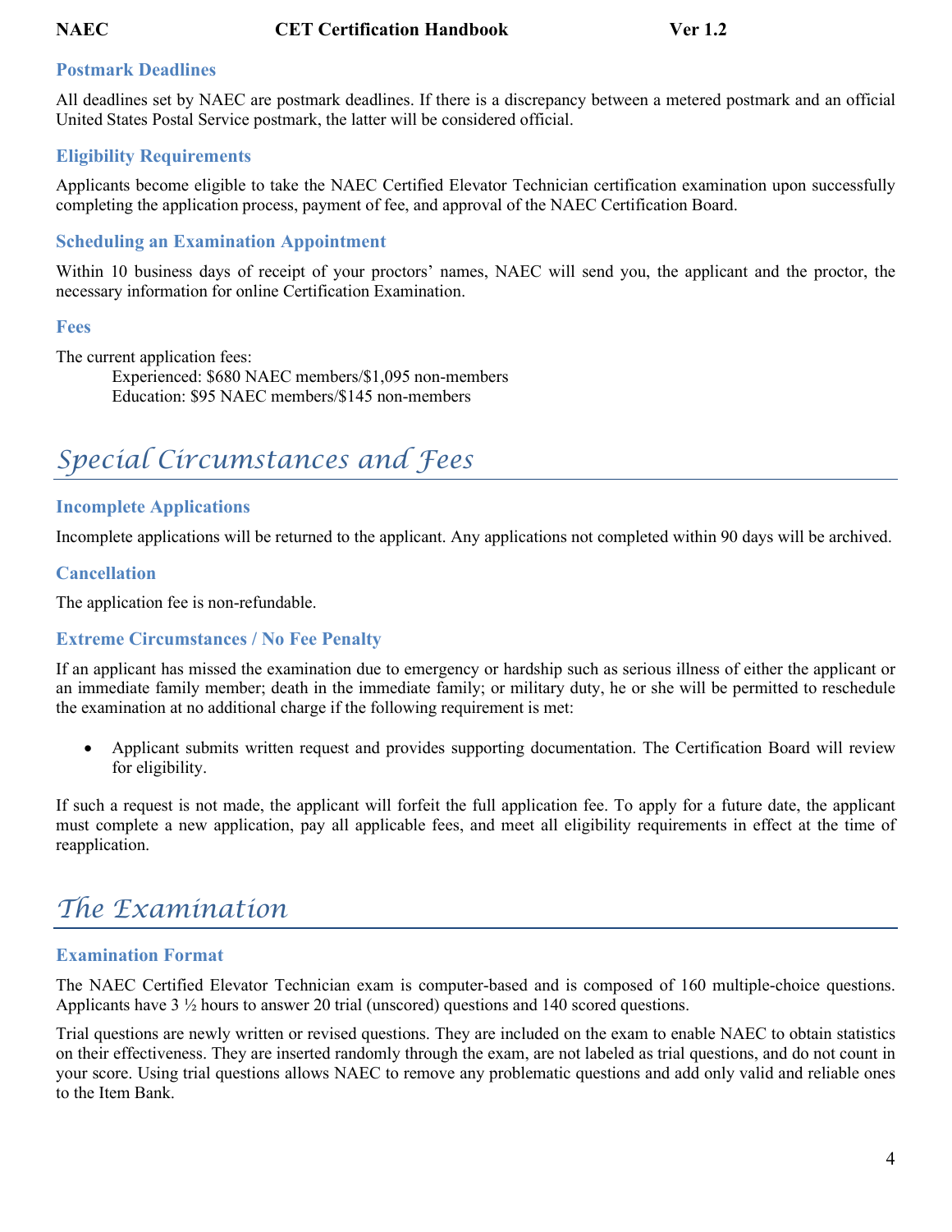### Postmark Deadlines

All deadlines set by NAEC are postmark deadlines. If there is a discrepancy between a metered postmark and an official United States Postal Service postmark, the latter will be considered official.

### Eligibility Requirements

Applicants become eligible to take the NAEC Certified Elevator Technician certification examination upon successfully completing the application process, payment of fee, and approval of the NAEC Certification Board.

### Scheduling an Examination Appointment

Within 10 business days of receipt of your proctors' names, NAEC will send you, the applicant and the proctor, the necessary information for online Certification Examination.

### Fees

The current application fees:

Experienced: $680 NAEC members/$1,095 non-members
Education: $95 NAEC members/$145 non-members

## Special Circumstances and Fees

### Incomplete Applications

Incomplete applications will be returned to the applicant. Any applications not completed within 90 days will be archived.

### Cancellation

The application fee is non-refundable.

### Extreme Circumstances / No Fee Penalty

If an applicant has missed the examination due to emergency or hardship such as serious illness of either the applicant or an immediate family member; death in the immediate family; or military duty, he or she will be permitted to reschedule the examination at no additional charge if the following requirement is met:

- Applicant submits written request and provides supporting documentation. The Certification Board will review for eligibility.

If such a request is not made, the applicant will forfeit the full application fee. To apply for a future date, the applicant must complete a new application, pay all applicable fees, and meet all eligibility requirements in effect at the time of reapplication.

## The Examination

### Examination Format

The NAEC Certified Elevator Technician exam is computer-based and is composed of 160 multiple-choice questions. Applicants have 3 ½ hours to answer 20 trial (unscored) questions and 140 scored questions.

Trial questions are newly written or revised questions. They are included on the exam to enable NAEC to obtain statistics on their effectiveness. They are inserted randomly through the exam, are not labeled as trial questions, and do not count in your score. Using trial questions allows NAEC to remove any problematic questions and add only valid and reliable ones to the Item Bank.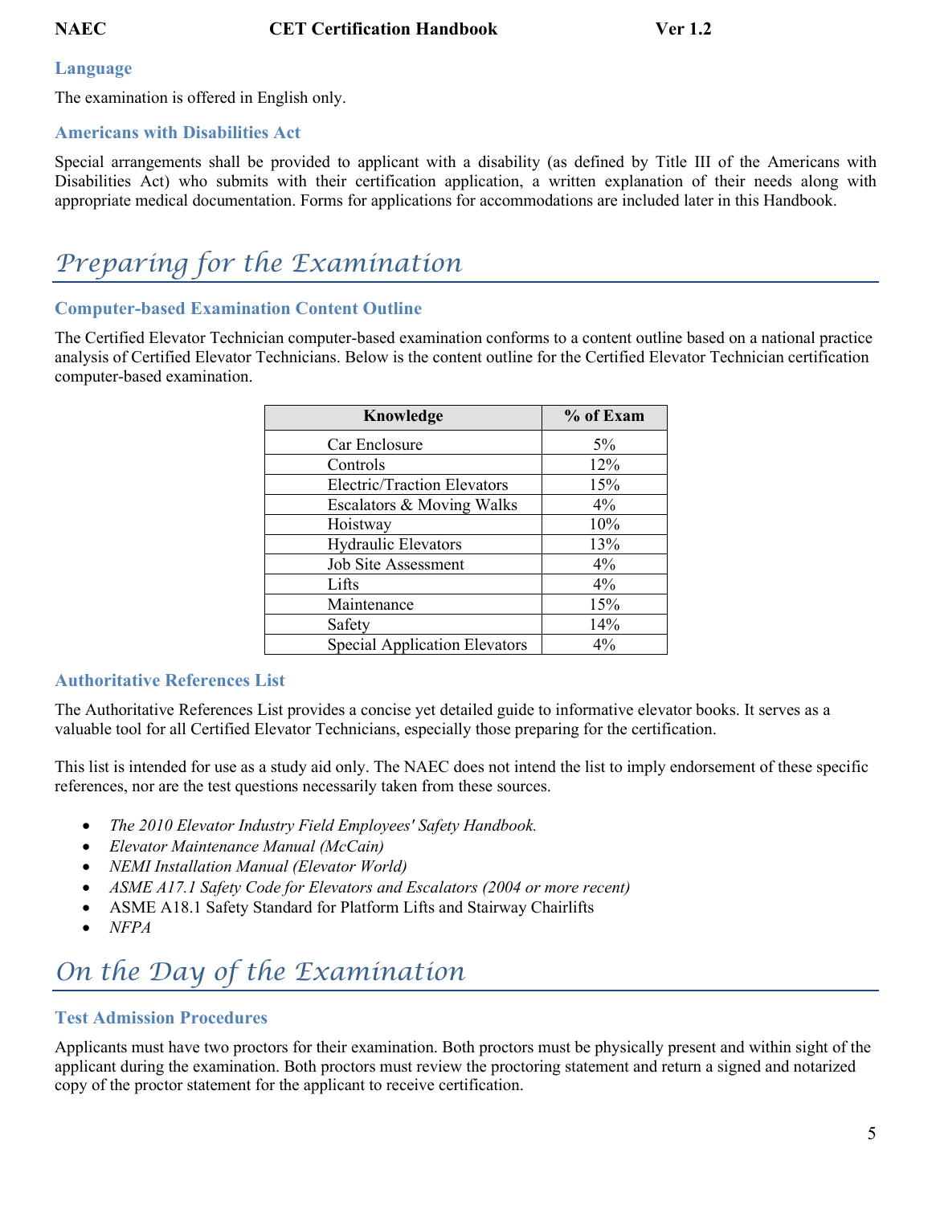### Language

The examination is offered in English only.

### Americans with Disabilities Act

Special arrangements shall be provided to applicant with a disability (as defined by Title III of the Americans with Disabilities Act) who submits with their certification application, a written explanation of their needs along with appropriate medical documentation. Forms for applications for accommodations are included later in this Handbook.

## Preparing for the Examination

### Computer-based Examination Content Outline

The Certified Elevator Technician computer-based examination conforms to a content outline based on a national practice analysis of Certified Elevator Technicians. Below is the content outline for the Certified Elevator Technician certification computer-based examination.

| Knowledge | % of Exam |
|---|---|
| Car Enclosure | 5% |
| Controls | 12% |
| Electric/Traction Elevators | 15% |
| Escalators & Moving Walks | 4% |
| Hoistway | 10% |
| Hydraulic Elevators | 13% |
| Job Site Assessment | 4% |
| Lifts | 4% |
| Maintenance | 15% |
| Safety | 14% |
| Special Application Elevators | 4% |

### Authoritative References List

The Authoritative References List provides a concise yet detailed guide to informative elevator books. It serves as a valuable tool for all Certified Elevator Technicians, especially those preparing for the certification.

This list is intended for use as a study aid only. The NAEC does not intend the list to imply endorsement of these specific references, nor are the test questions necessarily taken from these sources.

- *The 2010 Elevator Industry Field Employees' Safety Handbook.*
- *Elevator Maintenance Manual (McCain)*
- *NEMI Installation Manual (Elevator World)*
- *ASME A17.1 Safety Code for Elevators and Escalators (2004 or more recent)*
- ASME A18.1 Safety Standard for Platform Lifts and Stairway Chairlifts
- *NFPA*

## On the Day of the Examination

### Test Admission Procedures

Applicants must have two proctors for their examination. Both proctors must be physically present and within sight of the applicant during the examination. Both proctors must review the proctoring statement and return a signed and notarized copy of the proctor statement for the applicant to receive certification.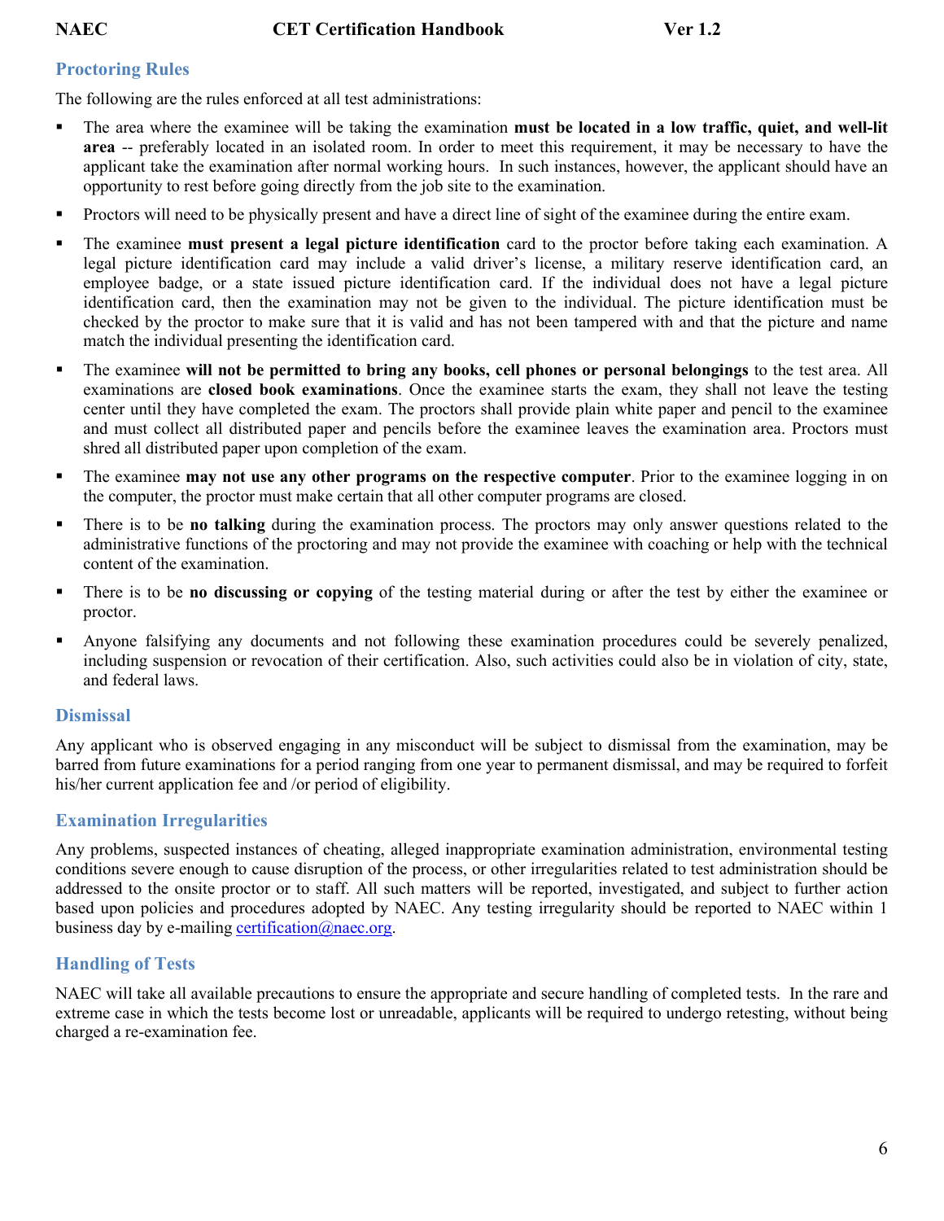## Proctoring Rules

The following are the rules enforced at all test administrations:

- The area where the examinee will be taking the examination **must be located in a low traffic, quiet, and well-lit area** -- preferably located in an isolated room. In order to meet this requirement, it may be necessary to have the applicant take the examination after normal working hours. In such instances, however, the applicant should have an opportunity to rest before going directly from the job site to the examination.
- Proctors will need to be physically present and have a direct line of sight of the examinee during the entire exam.
- The examinee **must present a legal picture identification** card to the proctor before taking each examination. A legal picture identification card may include a valid driver's license, a military reserve identification card, an employee badge, or a state issued picture identification card. If the individual does not have a legal picture identification card, then the examination may not be given to the individual. The picture identification must be checked by the proctor to make sure that it is valid and has not been tampered with and that the picture and name match the individual presenting the identification card.
- The examinee **will not be permitted to bring any books, cell phones or personal belongings** to the test area. All examinations are **closed book examinations**. Once the examinee starts the exam, they shall not leave the testing center until they have completed the exam. The proctors shall provide plain white paper and pencil to the examinee and must collect all distributed paper and pencils before the examinee leaves the examination area. Proctors must shred all distributed paper upon completion of the exam.
- The examinee **may not use any other programs on the respective computer**. Prior to the examinee logging in on the computer, the proctor must make certain that all other computer programs are closed.
- There is to be **no talking** during the examination process. The proctors may only answer questions related to the administrative functions of the proctoring and may not provide the examinee with coaching or help with the technical content of the examination.
- There is to be **no discussing or copying** of the testing material during or after the test by either the examinee or proctor.
- Anyone falsifying any documents and not following these examination procedures could be severely penalized, including suspension or revocation of their certification. Also, such activities could also be in violation of city, state, and federal laws.

## Dismissal

Any applicant who is observed engaging in any misconduct will be subject to dismissal from the examination, may be barred from future examinations for a period ranging from one year to permanent dismissal, and may be required to forfeit his/her current application fee and /or period of eligibility.

## Examination Irregularities

Any problems, suspected instances of cheating, alleged inappropriate examination administration, environmental testing conditions severe enough to cause disruption of the process, or other irregularities related to test administration should be addressed to the onsite proctor or to staff. All such matters will be reported, investigated, and subject to further action based upon policies and procedures adopted by NAEC. Any testing irregularity should be reported to NAEC within 1 business day by e-mailing certification@naec.org.

## Handling of Tests

NAEC will take all available precautions to ensure the appropriate and secure handling of completed tests. In the rare and extreme case in which the tests become lost or unreadable, applicants will be required to undergo retesting, without being charged a re-examination fee.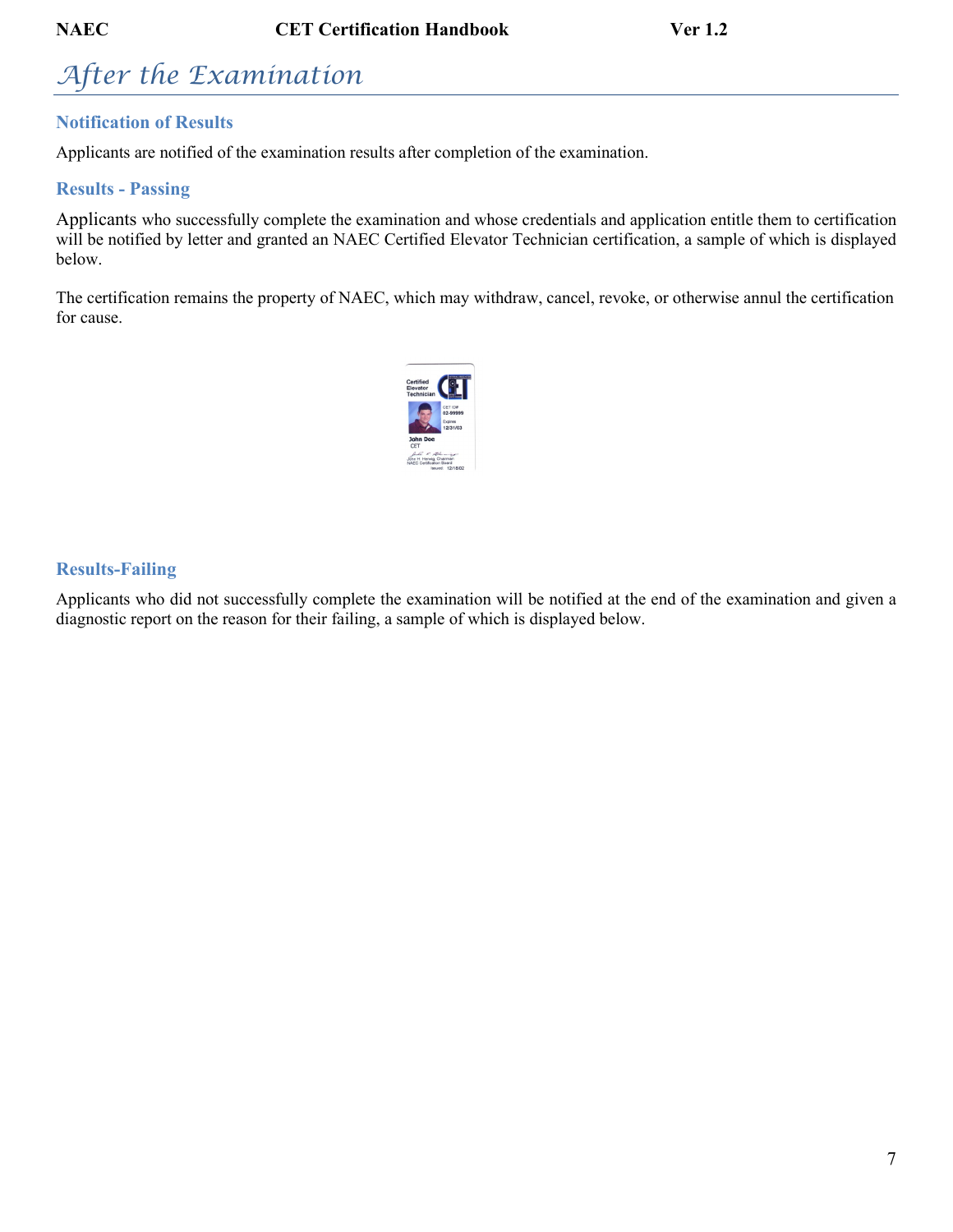# After the Examination

## Notification of Results

Applicants are notified of the examination results after completion of the examination.

## Results - Passing

Applicants who successfully complete the examination and whose credentials and application entitle them to certification will be notified by letter and granted an NAEC Certified Elevator Technician certification, a sample of which is displayed below.

The certification remains the property of NAEC, which may withdraw, cancel, revoke, or otherwise annul the certification for cause.

## Results-Failing

Applicants who did not successfully complete the examination will be notified at the end of the examination and given a diagnostic report on the reason for their failing, a sample of which is displayed below.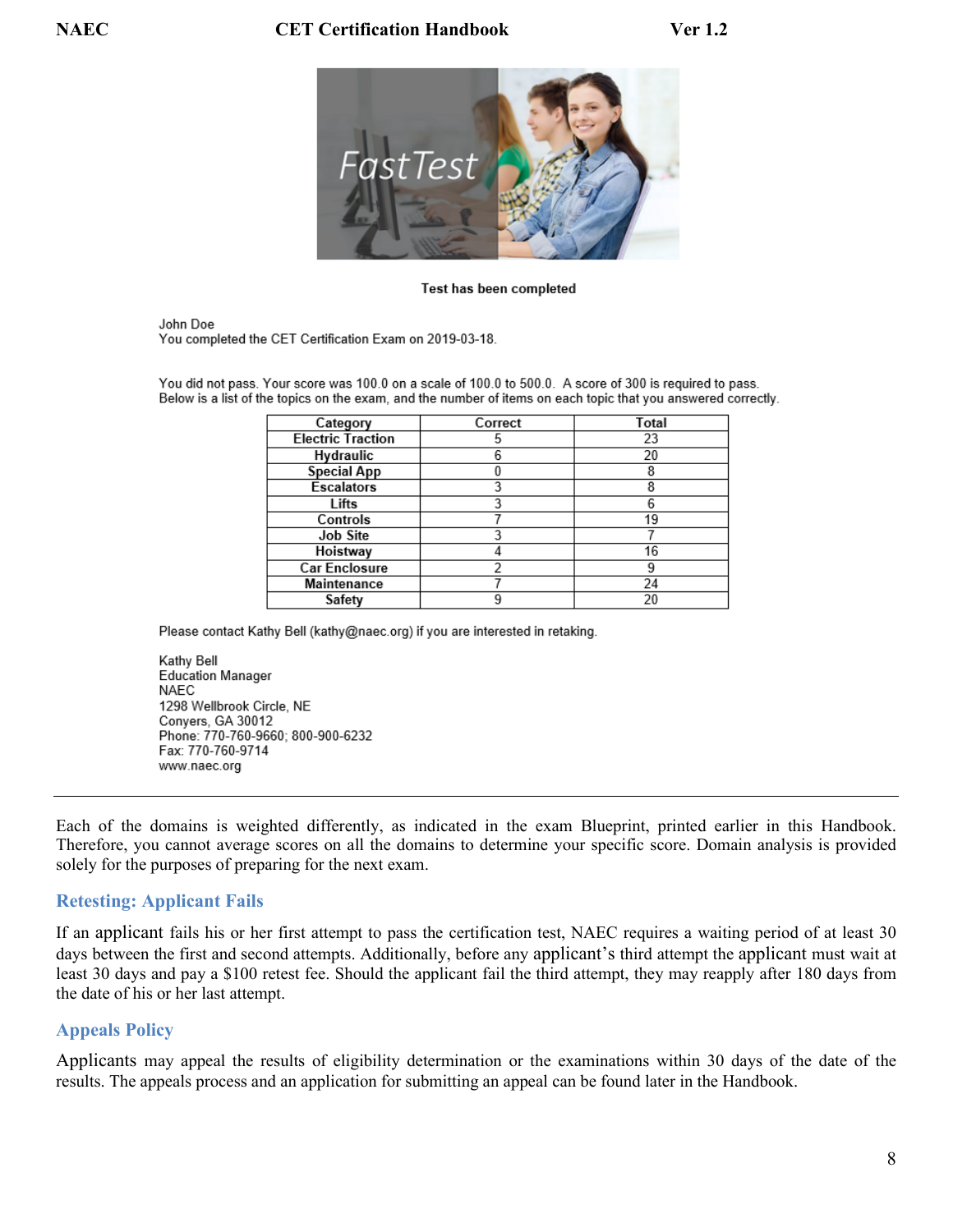FastTest

**Test has been completed**

John Doe
You completed the CET Certification Exam on 2019-03-18.

You did not pass. Your score was 100.0 on a scale of 100.0 to 500.0. A score of 300 is required to pass.
Below is a list of the topics on the exam, and the number of items on each topic that you answered correctly.

| Category | Correct | Total |
|---|---|---|
| Electric Traction | 5 | 23 |
| Hydraulic | 6 | 20 |
| Special App | 0 | 8 |
| Escalators | 3 | 8 |
| Lifts | 3 | 6 |
| Controls | 7 | 19 |
| Job Site | 3 | 7 |
| Hoistway | 4 | 16 |
| Car Enclosure | 2 | 9 |
| Maintenance | 7 | 24 |
| Safety | 9 | 20 |

Please contact Kathy Bell (kathy@naec.org) if you are interested in retaking.

Kathy Bell
Education Manager
NAEC
1298 Wellbrook Circle, NE
Conyers, GA 30012
Phone: 770-760-9660; 800-900-6232
Fax: 770-760-9714
www.naec.org

---

Each of the domains is weighted differently, as indicated in the exam Blueprint, printed earlier in this Handbook. Therefore, you cannot average scores on all the domains to determine your specific score. Domain analysis is provided solely for the purposes of preparing for the next exam.

## Retesting: Applicant Fails

If an applicant fails his or her first attempt to pass the certification test, NAEC requires a waiting period of at least 30 days between the first and second attempts. Additionally, before any applicant's third attempt the applicant must wait at least 30 days and pay a $100 retest fee. Should the applicant fail the third attempt, they may reapply after 180 days from the date of his or her last attempt.

## Appeals Policy

Applicants may appeal the results of eligibility determination or the examinations within 30 days of the date of the results. The appeals process and an application for submitting an appeal can be found later in the Handbook.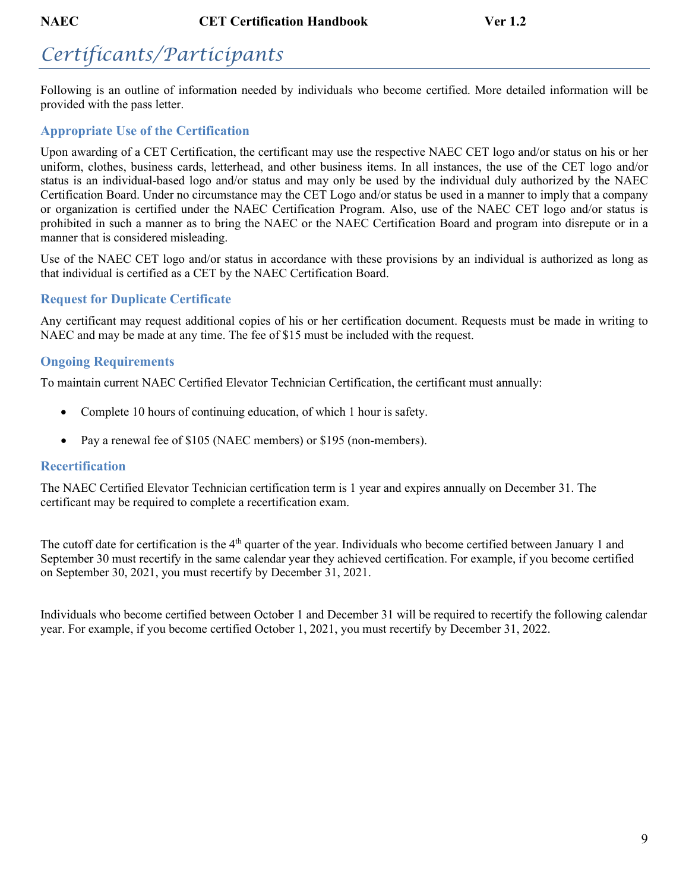# Certificants/Participants

Following is an outline of information needed by individuals who become certified. More detailed information will be provided with the pass letter.

## Appropriate Use of the Certification

Upon awarding of a CET Certification, the certificant may use the respective NAEC CET logo and/or status on his or her uniform, clothes, business cards, letterhead, and other business items. In all instances, the use of the CET logo and/or status is an individual-based logo and/or status and may only be used by the individual duly authorized by the NAEC Certification Board. Under no circumstance may the CET Logo and/or status be used in a manner to imply that a company or organization is certified under the NAEC Certification Program. Also, use of the NAEC CET logo and/or status is prohibited in such a manner as to bring the NAEC or the NAEC Certification Board and program into disrepute or in a manner that is considered misleading.

Use of the NAEC CET logo and/or status in accordance with these provisions by an individual is authorized as long as that individual is certified as a CET by the NAEC Certification Board.

## Request for Duplicate Certificate

Any certificant may request additional copies of his or her certification document. Requests must be made in writing to NAEC and may be made at any time. The fee of $15 must be included with the request.

## Ongoing Requirements

To maintain current NAEC Certified Elevator Technician Certification, the certificant must annually:

- Complete 10 hours of continuing education, of which 1 hour is safety.
- Pay a renewal fee of $105 (NAEC members) or $195 (non-members).

## Recertification

The NAEC Certified Elevator Technician certification term is 1 year and expires annually on December 31. The certificant may be required to complete a recertification exam.

The cutoff date for certification is the 4th quarter of the year. Individuals who become certified between January 1 and September 30 must recertify in the same calendar year they achieved certification. For example, if you become certified on September 30, 2021, you must recertify by December 31, 2021.

Individuals who become certified between October 1 and December 31 will be required to recertify the following calendar year. For example, if you become certified October 1, 2021, you must recertify by December 31, 2022.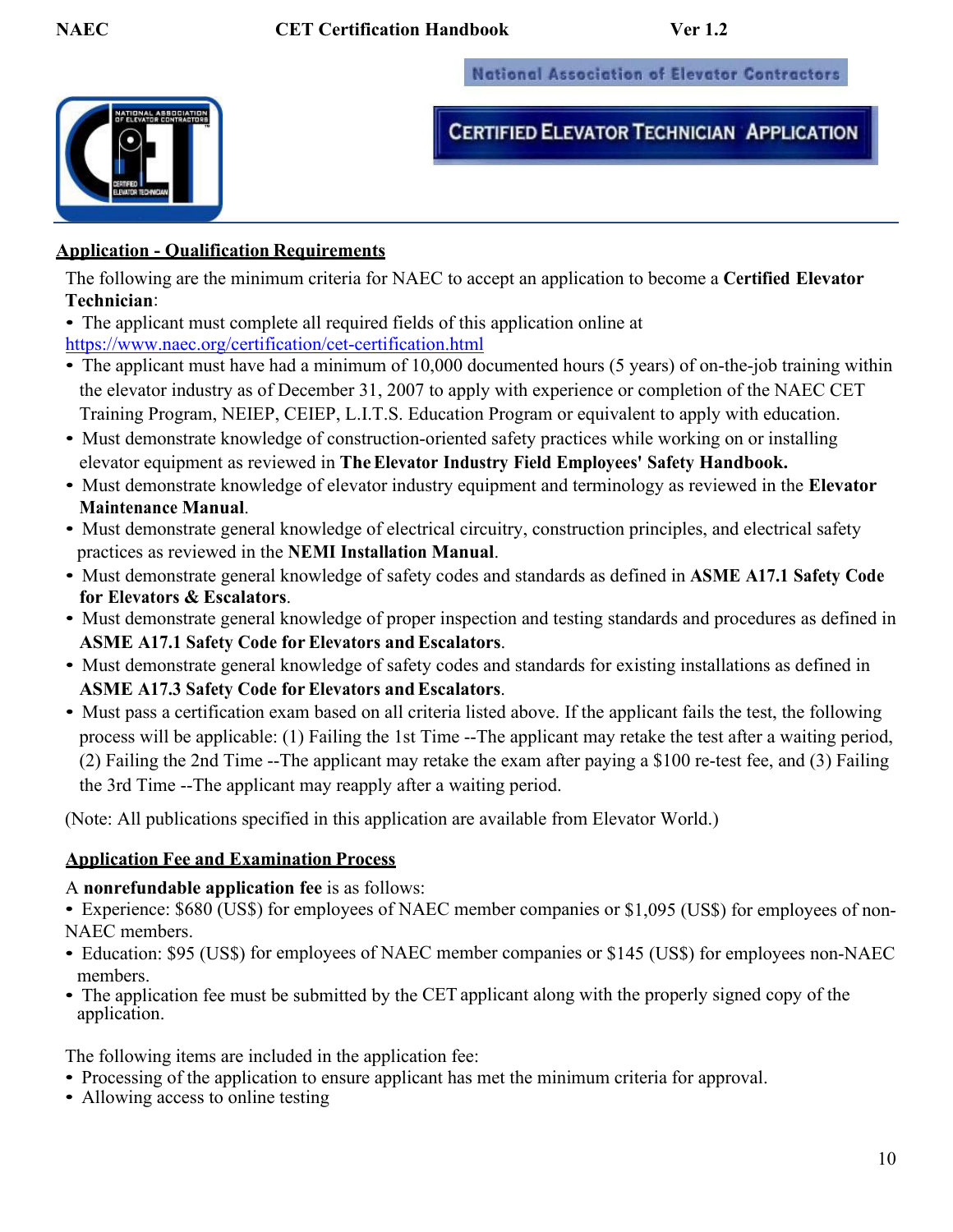National Association of Elevator Contractors

# CERTIFIED ELEVATOR TECHNICIAN APPLICATION

## Application - Qualification Requirements

The following are the minimum criteria for NAEC to accept an application to become a **Certified Elevator Technician**:

- The applicant must complete all required fields of this application online at https://www.naec.org/certification/cet-certification.html
- The applicant must have had a minimum of 10,000 documented hours (5 years) of on-the-job training within the elevator industry as of December 31, 2007 to apply with experience or completion of the NAEC CET Training Program, NEIEP, CEIEP, L.I.T.S. Education Program or equivalent to apply with education.
- Must demonstrate knowledge of construction-oriented safety practices while working on or installing elevator equipment as reviewed in **The Elevator Industry Field Employees' Safety Handbook.**
- Must demonstrate knowledge of elevator industry equipment and terminology as reviewed in the **Elevator Maintenance Manual**.
- Must demonstrate general knowledge of electrical circuitry, construction principles, and electrical safety practices as reviewed in the **NEMI Installation Manual**.
- Must demonstrate general knowledge of safety codes and standards as defined in **ASME A17.1 Safety Code for Elevators & Escalators**.
- Must demonstrate general knowledge of proper inspection and testing standards and procedures as defined in **ASME A17.1 Safety Code for Elevators and Escalators**.
- Must demonstrate general knowledge of safety codes and standards for existing installations as defined in **ASME A17.3 Safety Code for Elevators and Escalators**.
- Must pass a certification exam based on all criteria listed above. If the applicant fails the test, the following process will be applicable: (1) Failing the 1st Time --The applicant may retake the test after a waiting period, (2) Failing the 2nd Time --The applicant may retake the exam after paying a $100 re-test fee, and (3) Failing the 3rd Time --The applicant may reapply after a waiting period.

(Note: All publications specified in this application are available from Elevator World.)

## Application Fee and Examination Process

A **nonrefundable application fee** is as follows:

- Experience: $680 (US$) for employees of NAEC member companies or $1,095 (US$) for employees of non-NAEC members.
- Education: $95 (US$) for employees of NAEC member companies or $145 (US$) for employees non-NAEC members.
- The application fee must be submitted by the CET applicant along with the properly signed copy of the application.

The following items are included in the application fee:

- Processing of the application to ensure applicant has met the minimum criteria for approval.
- Allowing access to online testing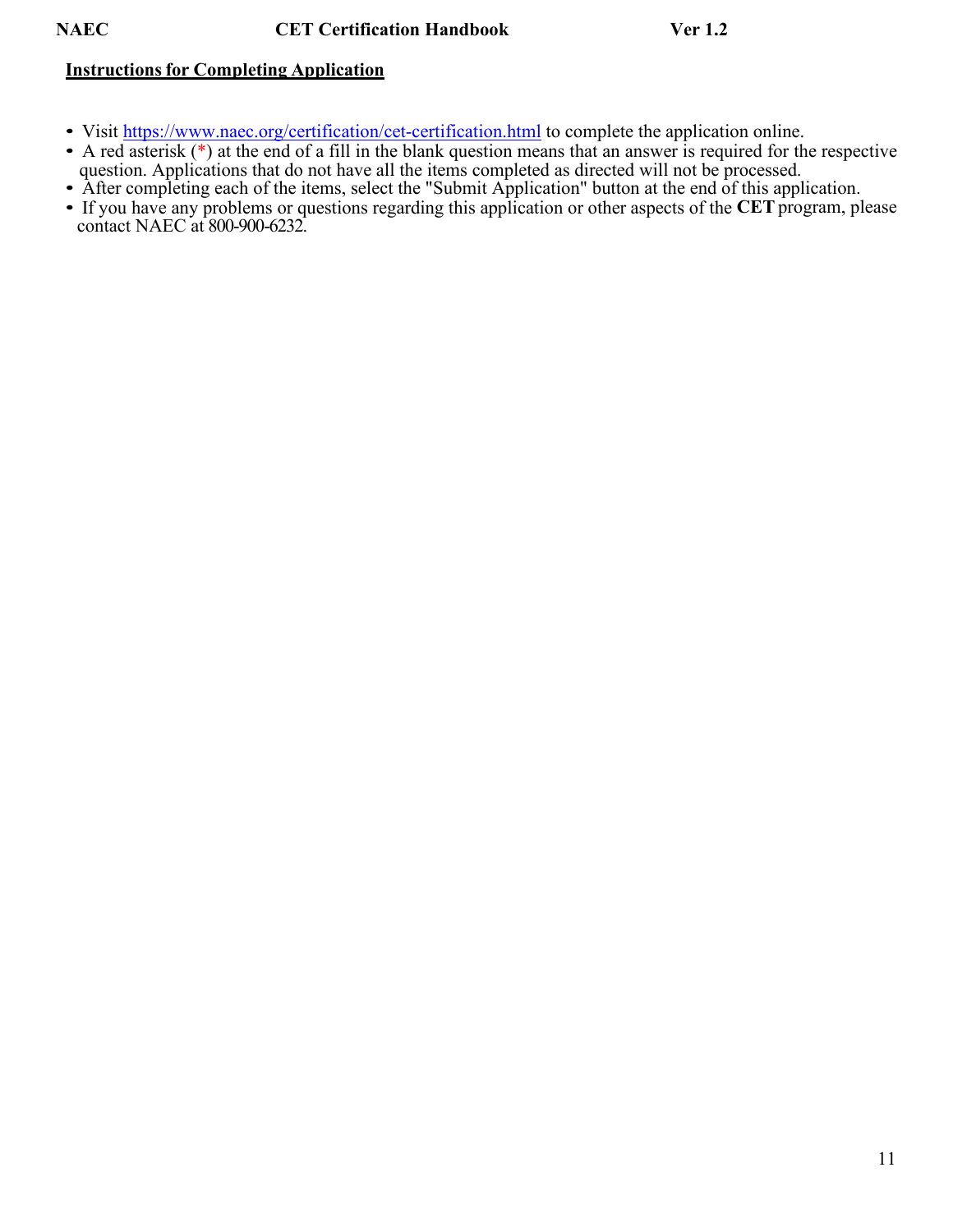## Instructions for Completing Application

- Visit https://www.naec.org/certification/cet-certification.html to complete the application online.
- A red asterisk (*) at the end of a fill in the blank question means that an answer is required for the respective question. Applications that do not have all the items completed as directed will not be processed.
- After completing each of the items, select the "Submit Application" button at the end of this application.
- If you have any problems or questions regarding this application or other aspects of the **CET** program, please contact NAEC at 800-900-6232.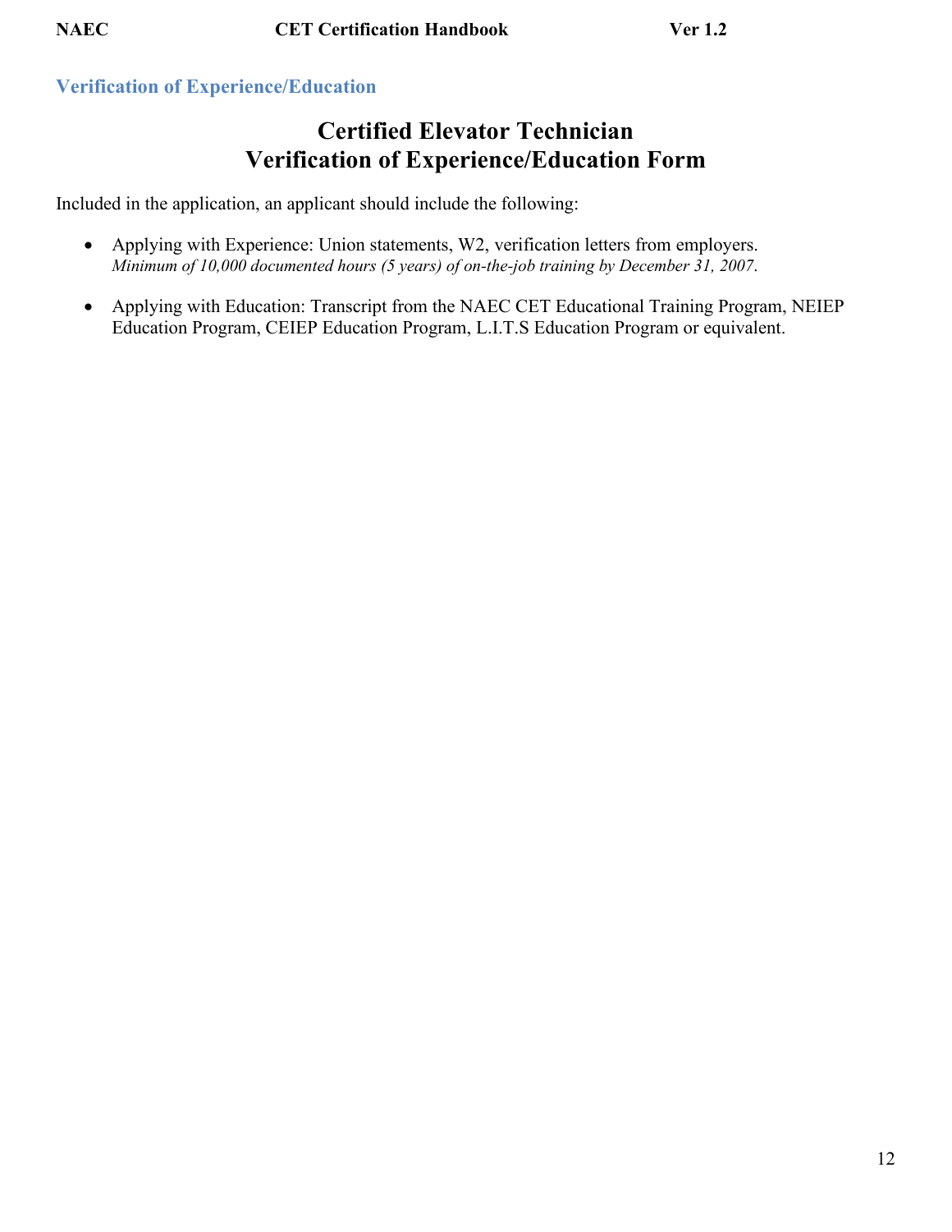## Verification of Experience/Education

# Certified Elevator Technician
# Verification of Experience/Education Form

Included in the application, an applicant should include the following:

- Applying with Experience: Union statements, W2, verification letters from employers.
  *Minimum of 10,000 documented hours (5 years) of on-the-job training by December 31, 2007*.

- Applying with Education: Transcript from the NAEC CET Educational Training Program, NEIEP Education Program, CEIEP Education Program, L.I.T.S Education Program or equivalent.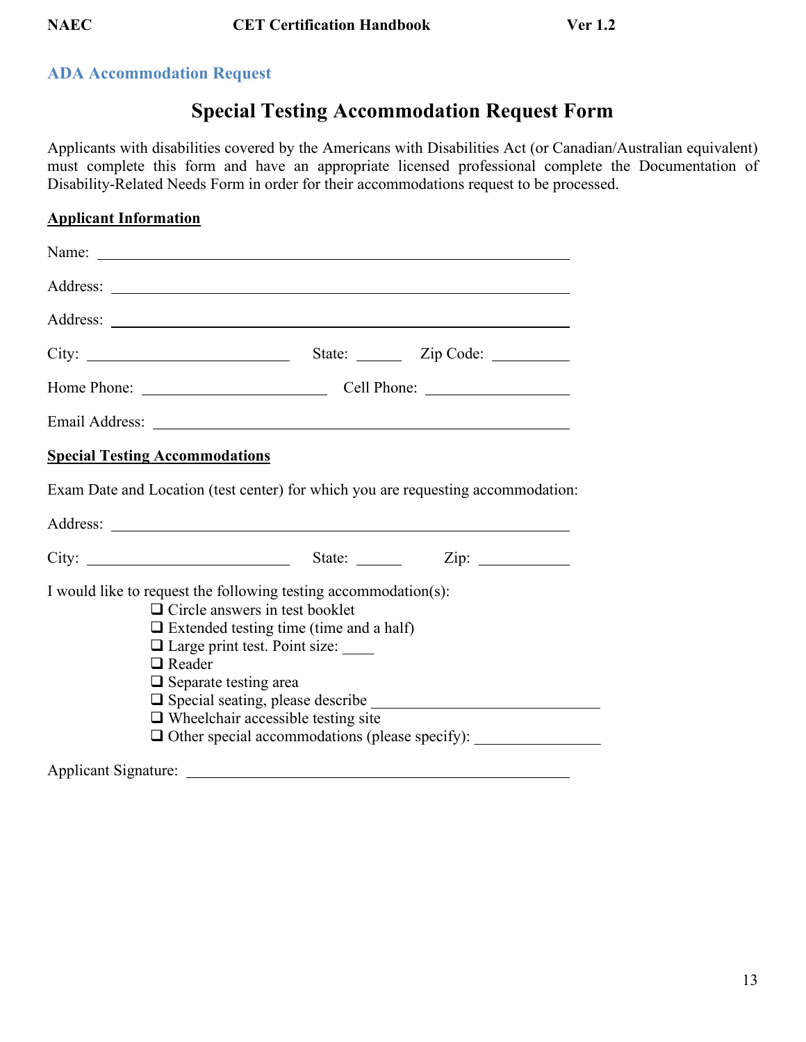## ADA Accommodation Request

# Special Testing Accommodation Request Form

Applicants with disabilities covered by the Americans with Disabilities Act (or Canadian/Australian equivalent) must complete this form and have an appropriate licensed professional complete the Documentation of Disability-Related Needs Form in order for their accommodations request to be processed.

**Applicant Information**

Name: ____________________________________________________________

Address: __________________________________________________________

Address: __________________________________________________________

City: __________________________ State: ______ Zip Code: __________

Home Phone: ________________________ Cell Phone: __________________

Email Address: ______________________________________________________

**Special Testing Accommodations**

Exam Date and Location (test center) for which you are requesting accommodation:

Address: __________________________________________________________

City: __________________________ State: ______ Zip: ____________

I would like to request the following testing accommodation(s):

- ☐ Circle answers in test booklet
- ☐ Extended testing time (time and a half)
- ☐ Large print test. Point size: ____
- ☐ Reader
- ☐ Separate testing area
- ☐ Special seating, please describe _____________________________
- ☐ Wheelchair accessible testing site
- ☐ Other special accommodations (please specify): ________________

Applicant Signature: ________________________________________________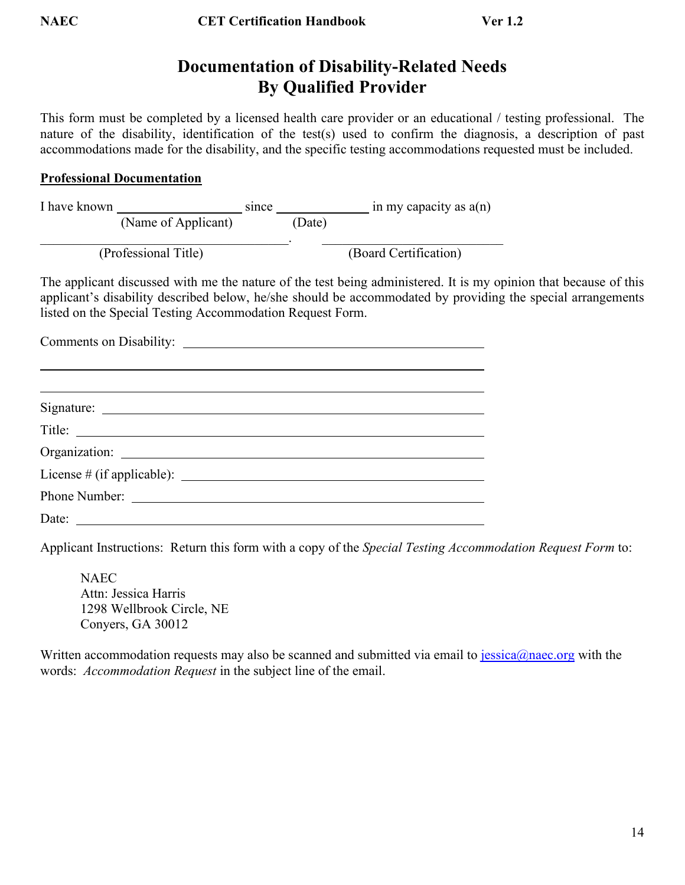# Documentation of Disability-Related Needs By Qualified Provider

This form must be completed by a licensed health care provider or an educational / testing professional. The nature of the disability, identification of the test(s) used to confirm the diagnosis, a description of past accommodations made for the disability, and the specific testing accommodations requested must be included.

**Professional Documentation**

I have known ____________________ since ______________ in my capacity as a(n)
(Name of Applicant) (Date)

________________________________________. ______________________________
(Professional Title) (Board Certification)

The applicant discussed with me the nature of the test being administered. It is my opinion that because of this applicant's disability described below, he/she should be accommodated by providing the special arrangements listed on the Special Testing Accommodation Request Form.

Comments on Disability: ______________________________________________

__________________________________________________________________

__________________________________________________________________

Signature: ________________________________________________________

Title: ____________________________________________________________

Organization: _____________________________________________________

License # (if applicable): ___________________________________________

Phone Number: ____________________________________________________

Date: ____________________________________________________________

Applicant Instructions: Return this form with a copy of the *Special Testing Accommodation Request Form* to:

NAEC
Attn: Jessica Harris
1298 Wellbrook Circle, NE
Conyers, GA 30012

Written accommodation requests may also be scanned and submitted via email to jessica@naec.org with the words: *Accommodation Request* in the subject line of the email.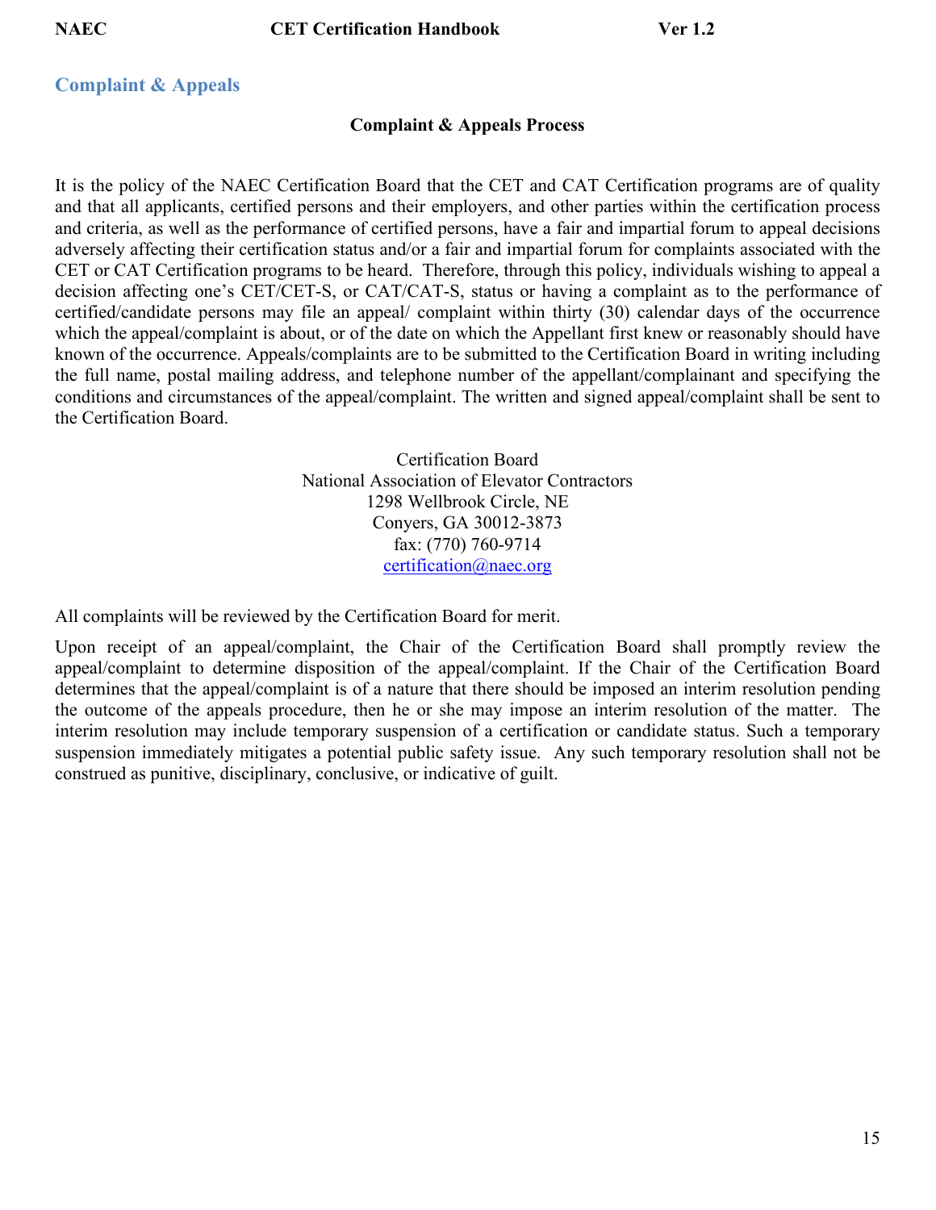## Complaint & Appeals

### Complaint & Appeals Process

It is the policy of the NAEC Certification Board that the CET and CAT Certification programs are of quality and that all applicants, certified persons and their employers, and other parties within the certification process and criteria, as well as the performance of certified persons, have a fair and impartial forum to appeal decisions adversely affecting their certification status and/or a fair and impartial forum for complaints associated with the CET or CAT Certification programs to be heard. Therefore, through this policy, individuals wishing to appeal a decision affecting one's CET/CET-S, or CAT/CAT-S, status or having a complaint as to the performance of certified/candidate persons may file an appeal/ complaint within thirty (30) calendar days of the occurrence which the appeal/complaint is about, or of the date on which the Appellant first knew or reasonably should have known of the occurrence. Appeals/complaints are to be submitted to the Certification Board in writing including the full name, postal mailing address, and telephone number of the appellant/complainant and specifying the conditions and circumstances of the appeal/complaint. The written and signed appeal/complaint shall be sent to the Certification Board.

Certification Board
National Association of Elevator Contractors
1298 Wellbrook Circle, NE
Conyers, GA 30012-3873
fax: (770) 760-9714
certification@naec.org

All complaints will be reviewed by the Certification Board for merit.

Upon receipt of an appeal/complaint, the Chair of the Certification Board shall promptly review the appeal/complaint to determine disposition of the appeal/complaint. If the Chair of the Certification Board determines that the appeal/complaint is of a nature that there should be imposed an interim resolution pending the outcome of the appeals procedure, then he or she may impose an interim resolution of the matter. The interim resolution may include temporary suspension of a certification or candidate status. Such a temporary suspension immediately mitigates a potential public safety issue. Any such temporary resolution shall not be construed as punitive, disciplinary, conclusive, or indicative of guilt.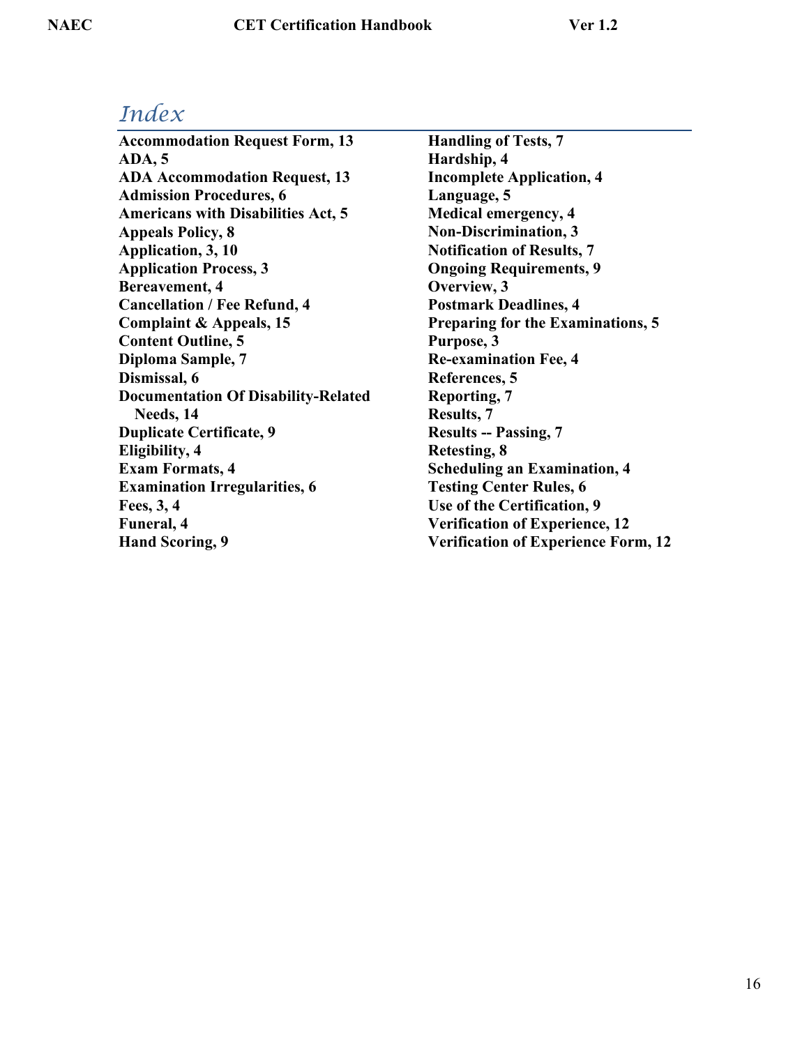# Index

**Accommodation Request Form, 13**
**ADA, 5**
**ADA Accommodation Request, 13**
**Admission Procedures, 6**
**Americans with Disabilities Act, 5**
**Appeals Policy, 8**
**Application, 3, 10**
**Application Process, 3**
**Bereavement, 4**
**Cancellation / Fee Refund, 4**
**Complaint & Appeals, 15**
**Content Outline, 5**
**Diploma Sample, 7**
**Dismissal, 6**
**Documentation Of Disability-Related Needs, 14**
**Duplicate Certificate, 9**
**Eligibility, 4**
**Exam Formats, 4**
**Examination Irregularities, 6**
**Fees, 3, 4**
**Funeral, 4**
**Hand Scoring, 9**
**Handling of Tests, 7**
**Hardship, 4**
**Incomplete Application, 4**
**Language, 5**
**Medical emergency, 4**
**Non-Discrimination, 3**
**Notification of Results, 7**
**Ongoing Requirements, 9**
**Overview, 3**
**Postmark Deadlines, 4**
**Preparing for the Examinations, 5**
**Purpose, 3**
**Re-examination Fee, 4**
**References, 5**
**Reporting, 7**
**Results, 7**
**Results -- Passing, 7**
**Retesting, 8**
**Scheduling an Examination, 4**
**Testing Center Rules, 6**
**Use of the Certification, 9**
**Verification of Experience, 12**
**Verification of Experience Form, 12**